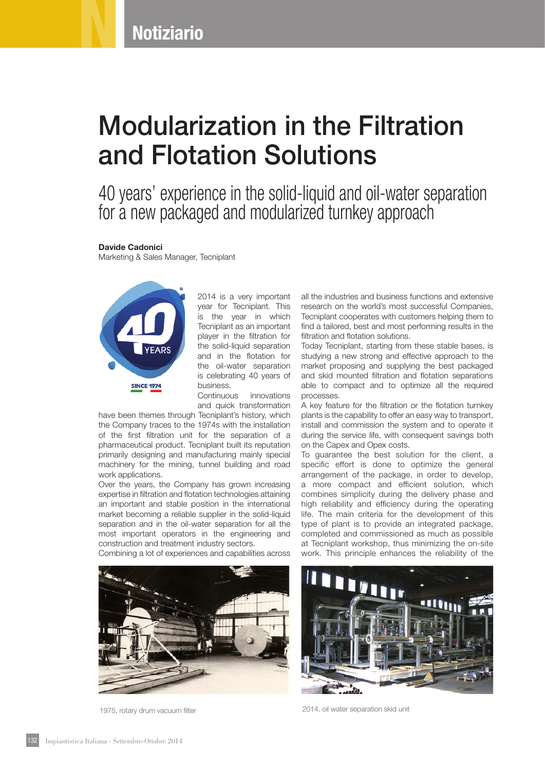# Modularization in the Filtration and Flotation Solutions

## 40 years' experience in the solid-liquid and oil-water separation for a new packaged and modularized turnkey approach

**Davide Cadonici**
Marketing & Sales Manager, Tecniplant

2014 is a very important year for Tecniplant. This is the year in which Tecniplant as an important player in the filtration for the solid-liquid separation and in the flotation for the oil-water separation is celebrating 40 years of business.

Continuous innovations and quick transformation have been themes through Tecniplant's history, which the Company traces to the 1974s with the installation of the first filtration unit for the separation of a pharmaceutical product. Tecniplant built its reputation primarily designing and manufacturing mainly special machinery for the mining, tunnel building and road work applications.

Over the years, the Company has grown increasing expertise in filtration and flotation technologies attaining an important and stable position in the international market becoming a reliable supplier in the solid-liquid separation and in the oil-water separation for all the most important operators in the engineering and construction and treatment industry sectors.

Combining a lot of experiences and capabilities across all the industries and business functions and extensive research on the world's most successful Companies, Tecniplant cooperates with customers helping them to find a tailored, best and most performing results in the filtration and flotation solutions.

Today Tecniplant, starting from these stable bases, is studying a new strong and effective approach to the market proposing and supplying the best packaged and skid mounted filtration and flotation separations able to compact and to optimize all the required processes.

A key feature for the filtration or the flotation turnkey plants is the capability to offer an easy way to transport, install and commission the system and to operate it during the service life, with consequent savings both on the Capex and Opex costs.

To guarantee the best solution for the client, a specific effort is done to optimize the general arrangement of the package, in order to develop, a more compact and efficient solution, which combines simplicity during the delivery phase and high reliability and efficiency during the operating life. The main criteria for the development of this type of plant is to provide an integrated package, completed and commissioned as much as possible at Tecniplant workshop, thus minimizing the on-site work. This principle enhances the reliability of the

1975, rotary drum vacuum filter

2014, oil water separation skid unit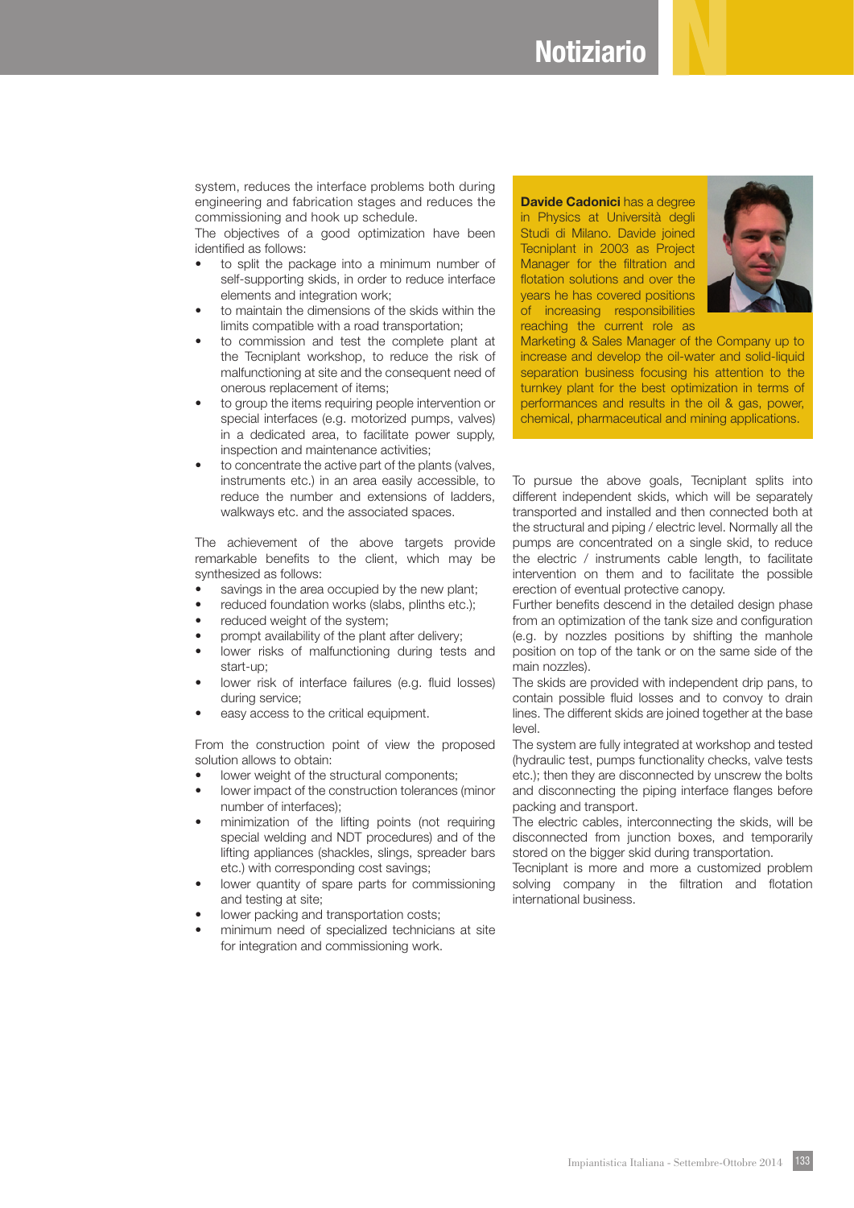system, reduces the interface problems both during engineering and fabrication stages and reduces the commissioning and hook up schedule.

The objectives of a good optimization have been identified as follows:

- to split the package into a minimum number of self-supporting skids, in order to reduce interface elements and integration work;
- to maintain the dimensions of the skids within the limits compatible with a road transportation;
- to commission and test the complete plant at the Tecniplant workshop, to reduce the risk of malfunctioning at site and the consequent need of onerous replacement of items;
- to group the items requiring people intervention or special interfaces (e.g. motorized pumps, valves) in a dedicated area, to facilitate power supply, inspection and maintenance activities;
- to concentrate the active part of the plants (valves, instruments etc.) in an area easily accessible, to reduce the number and extensions of ladders, walkways etc. and the associated spaces.

The achievement of the above targets provide remarkable benefits to the client, which may be synthesized as follows:

- savings in the area occupied by the new plant;
- reduced foundation works (slabs, plinths etc.);
- reduced weight of the system;
- prompt availability of the plant after delivery;
- lower risks of malfunctioning during tests and start-up;
- lower risk of interface failures (e.g. fluid losses) during service;
- easy access to the critical equipment.

From the construction point of view the proposed solution allows to obtain:

- lower weight of the structural components;
- lower impact of the construction tolerances (minor number of interfaces);
- minimization of the lifting points (not requiring special welding and NDT procedures) and of the lifting appliances (shackles, slings, spreader bars etc.) with corresponding cost savings;
- lower quantity of spare parts for commissioning and testing at site;
- lower packing and transportation costs;
- minimum need of specialized technicians at site for integration and commissioning work.

**Davide Cadonici** has a degree in Physics at Università degli Studi di Milano. Davide joined Tecniplant in 2003 as Project Manager for the filtration and flotation solutions and over the years he has covered positions of increasing responsibilities reaching the current role as Marketing & Sales Manager of the Company up to increase and develop the oil-water and solid-liquid separation business focusing his attention to the turnkey plant for the best optimization in terms of performances and results in the oil & gas, power, chemical, pharmaceutical and mining applications.

To pursue the above goals, Tecniplant splits into different independent skids, which will be separately transported and installed and then connected both at the structural and piping / electric level. Normally all the pumps are concentrated on a single skid, to reduce the electric / instruments cable length, to facilitate intervention on them and to facilitate the possible erection of eventual protective canopy.

Further benefits descend in the detailed design phase from an optimization of the tank size and configuration (e.g. by nozzles positions by shifting the manhole position on top of the tank or on the same side of the main nozzles).

The skids are provided with independent drip pans, to contain possible fluid losses and to convoy to drain lines. The different skids are joined together at the base level.

The system are fully integrated at workshop and tested (hydraulic test, pumps functionality checks, valve tests etc.); then they are disconnected by unscrew the bolts and disconnecting the piping interface flanges before packing and transport.

The electric cables, interconnecting the skids, will be disconnected from junction boxes, and temporarily stored on the bigger skid during transportation.

Tecniplant is more and more a customized problem solving company in the filtration and flotation international business.